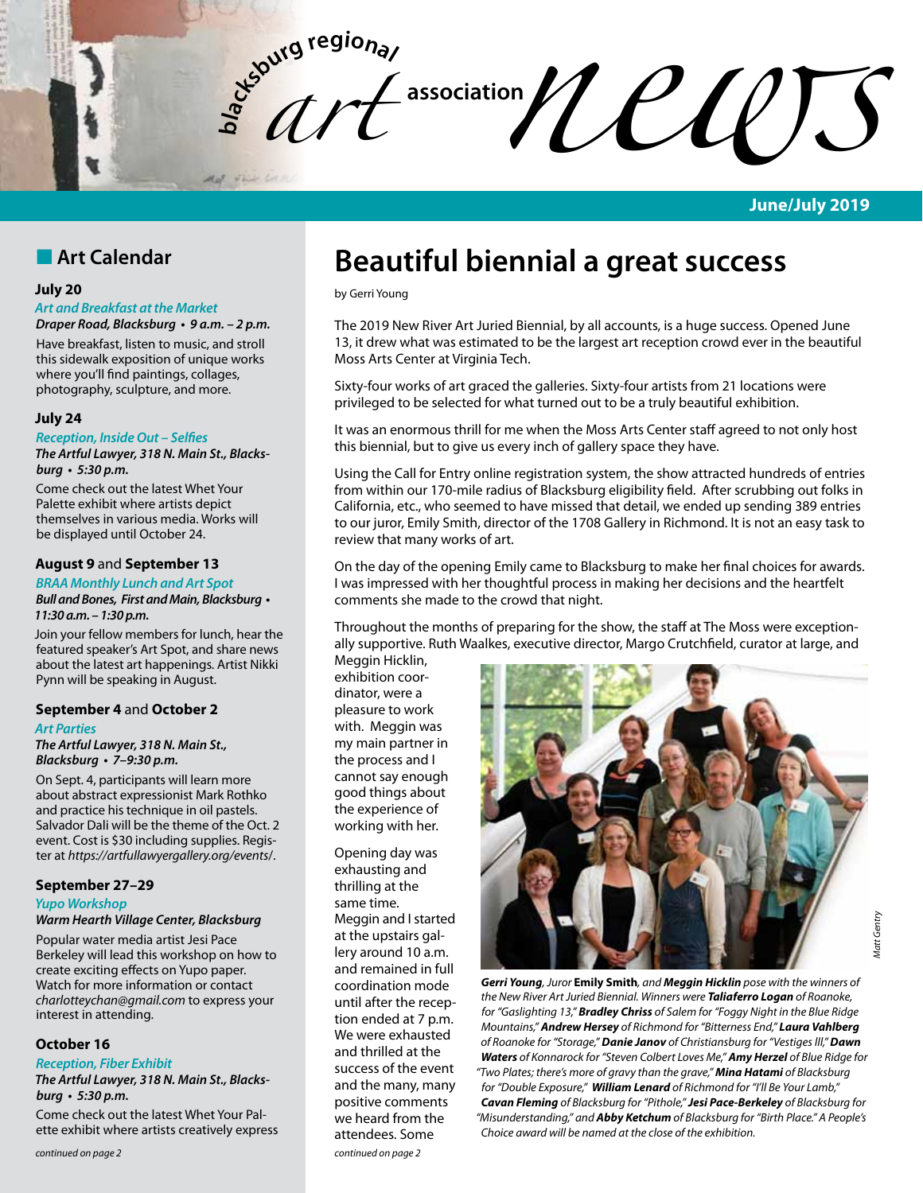# blacksburg regional art association news

June/July 2019

## Art Calendar

### July 20

*Art and Breakfast at the Market*

***Draper Road, Blacksburg • 9 a.m. – 2 p.m.***

Have breakfast, listen to music, and stroll this sidewalk exposition of unique works where you'll find paintings, collages, photography, sculpture, and more.

### July 24

*Reception, Inside Out – Selfies*

***The Artful Lawyer, 318 N. Main St., Blacksburg • 5:30 p.m.***

Come check out the latest Whet Your Palette exhibit where artists depict themselves in various media. Works will be displayed until October 24.

### August 9 and September 13

*BRAA Monthly Lunch and Art Spot*

***Bull and Bones, First and Main, Blacksburg • 11:30 a.m. – 1:30 p.m.***

Join your fellow members for lunch, hear the featured speaker's Art Spot, and share news about the latest art happenings. Artist Nikki Pynn will be speaking in August.

### September 4 and October 2

*Art Parties*

***The Artful Lawyer, 318 N. Main St., Blacksburg • 7–9:30 p.m.***

On Sept. 4, participants will learn more about abstract expressionist Mark Rothko and practice his technique in oil pastels. Salvador Dali will be the theme of the Oct. 2 event. Cost is $30 including supplies. Register at *https://artfullawyergallery.org/events/*.

### September 27–29

*Yupo Workshop*

***Warm Hearth Village Center, Blacksburg***

Popular water media artist Jesi Pace Berkeley will lead this workshop on how to create exciting effects on Yupo paper. Watch for more information or contact *charlotteychan@gmail.com* to express your interest in attending.

### October 16

*Reception, Fiber Exhibit*

***The Artful Lawyer, 318 N. Main St., Blacksburg • 5:30 p.m.***

Come check out the latest Whet Your Palette exhibit where artists creatively express

*continued on page 2*

# Beautiful biennial a great success

by Gerri Young

The 2019 New River Art Juried Biennial, by all accounts, is a huge success. Opened June 13, it drew what was estimated to be the largest art reception crowd ever in the beautiful Moss Arts Center at Virginia Tech.

Sixty-four works of art graced the galleries. Sixty-four artists from 21 locations were privileged to be selected for what turned out to be a truly beautiful exhibition.

It was an enormous thrill for me when the Moss Arts Center staff agreed to not only host this biennial, but to give us every inch of gallery space they have.

Using the Call for Entry online registration system, the show attracted hundreds of entries from within our 170-mile radius of Blacksburg eligibility field. After scrubbing out folks in California, etc., who seemed to have missed that detail, we ended up sending 389 entries to our juror, Emily Smith, director of the 1708 Gallery in Richmond. It is not an easy task to review that many works of art.

On the day of the opening Emily came to Blacksburg to make her final choices for awards. I was impressed with her thoughtful process in making her decisions and the heartfelt comments she made to the crowd that night.

Throughout the months of preparing for the show, the staff at The Moss were exceptionally supportive. Ruth Waalkes, executive director, Margo Crutchfield, curator at large, and Meggin Hicklin, exhibition coordinator, were a pleasure to work with. Meggin was my main partner in the process and I cannot say enough good things about the experience of working with her.

Opening day was exhausting and thrilling at the same time. Meggin and I started at the upstairs gallery around 10 a.m. and remained in full coordination mode until after the reception ended at 7 p.m. We were exhausted and thrilled at the success of the event and the many, many positive comments we heard from the attendees. Some

*continued on page 2*

*Matt Gentry*

*__Gerri Young__, Juror __Emily Smith__, and __Meggin Hicklin__ pose with the winners of the New River Art Juried Biennial. Winners were __Taliaferro Logan__ of Roanoke, for "Gaslighting 13," __Bradley Chriss__ of Salem for "Foggy Night in the Blue Ridge Mountains," __Andrew Hersey__ of Richmond for "Bitterness End," __Laura Vahlberg__ of Roanoke for "Storage," __Danie Janov__ of Christiansburg for "Vestiges III," __Dawn Waters__ of Konnarock for "Steven Colbert Loves Me," __Amy Herzel__ of Blue Ridge for "Two Plates; there's more of gravy than the grave," __Mina Hatami__ of Blacksburg for "Double Exposure," __William Lenard__ of Richmond for "I'll Be Your Lamb," __Cavan Fleming__ of Blacksburg for "Pithole," __Jesi Pace-Berkeley__ of Blacksburg for "Misunderstanding," and __Abby Ketchum__ of Blacksburg for "Birth Place." A People's Choice award will be named at the close of the exhibition.*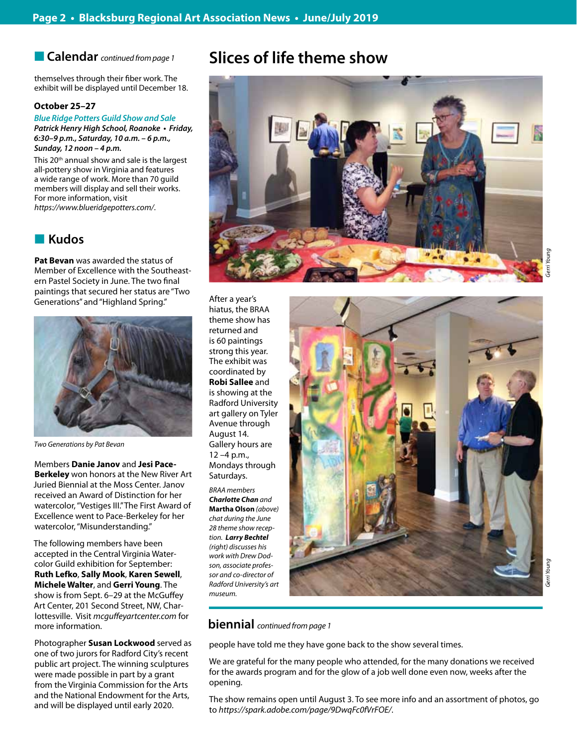## Calendar *continued from page 1*

themselves through their fiber work. The exhibit will be displayed until December 18.

**October 25–27**

***Blue Ridge Potters Guild Show and Sale***
***Patrick Henry High School, Roanoke • Friday, 6:30–9 p.m., Saturday, 10 a.m. – 6 p.m., Sunday, 12 noon – 4 p.m.***

This 20th annual show and sale is the largest all-pottery show in Virginia and features a wide range of work. More than 70 guild members will display and sell their works. For more information, visit *https://www.blueridgepotters.com/*.

## Kudos

**Pat Bevan** was awarded the status of Member of Excellence with the Southeastern Pastel Society in June. The two final paintings that secured her status are "Two Generations" and "Highland Spring."

*Two Generations by Pat Bevan*

Members **Danie Janov** and **Jesi Pace-Berkeley** won honors at the New River Art Juried Biennial at the Moss Center. Janov received an Award of Distinction for her watercolor, "Vestiges III." The First Award of Excellence went to Pace-Berkeley for her watercolor, "Misunderstanding."

The following members have been accepted in the Central Virginia Watercolor Guild exhibition for September: **Ruth Lefko**, **Sally Mook**, **Karen Sewell**, **Michele Walter**, and **Gerri Young**. The show is from Sept. 6–29 at the McGuffey Art Center, 201 Second Street, NW, Charlottesville. Visit *mcguffeyartcenter.com* for more information.

Photographer **Susan Lockwood** served as one of two jurors for Radford City's recent public art project. The winning sculptures were made possible in part by a grant from the Virginia Commission for the Arts and the National Endowment for the Arts, and will be displayed until early 2020.

# Slices of life theme show

*Gerri Young*

After a year's hiatus, the BRAA theme show has returned and is 60 paintings strong this year. The exhibit was coordinated by **Robi Sallee** and is showing at the Radford University art gallery on Tyler Avenue through August 14. Gallery hours are 12 –4 p.m., Mondays through Saturdays.

*BRAA members **Charlotte Chan** and **Martha Olson** (above) chat during the June 28 theme show reception. **Larry Bechtel** (right) discusses his work with Drew Dodson, associate professor and co-director of Radford University's art museum.*

*Gerri Young*

## biennial *continued from page 1*

people have told me they have gone back to the show several times.

We are grateful for the many people who attended, for the many donations we received for the awards program and for the glow of a job well done even now, weeks after the opening.

The show remains open until August 3. To see more info and an assortment of photos, go to *https://spark.adobe.com/page/9DwqFc0fVrFOE/*.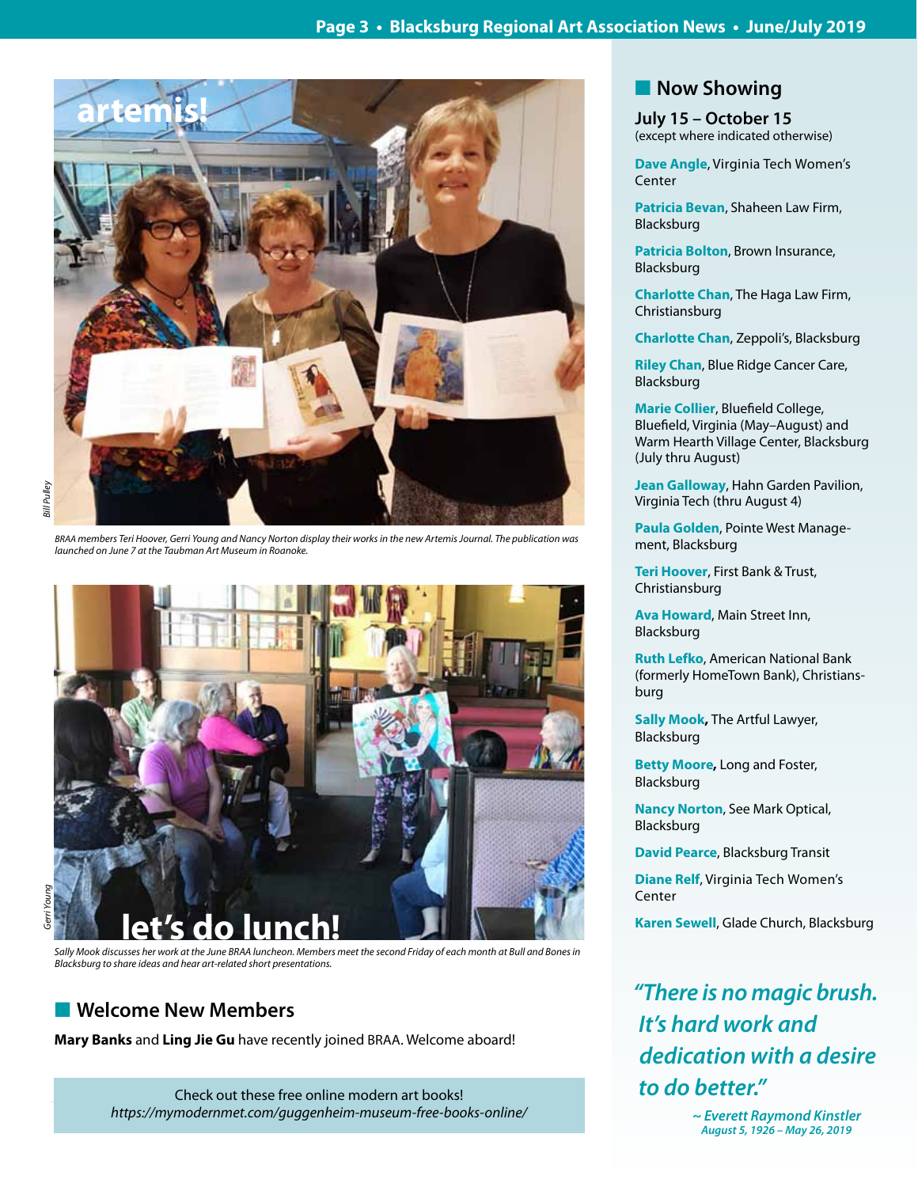## artemis!

*Bill Pulley*

*BRAA members Teri Hoover, Gerri Young and Nancy Norton display their works in the new Artemis Journal. The publication was launched on June 7 at the Taubman Art Museum in Roanoke.*

## let's do lunch!

*Gerri Young*

*Sally Mook discusses her work at the June BRAA luncheon. Members meet the second Friday of each month at Bull and Bones in Blacksburg to share ideas and hear art-related short presentations.*

## Welcome New Members

**Mary Banks** and **Ling Jie Gu** have recently joined BRAA. Welcome aboard!

Check out these free online modern art books!
*https://mymodernmet.com/guggenheim-museum-free-books-online/*

## Now Showing

**July 15 – October 15**
(except where indicated otherwise)

**Dave Angle**, Virginia Tech Women's Center

**Patricia Bevan**, Shaheen Law Firm, Blacksburg

**Patricia Bolton**, Brown Insurance, Blacksburg

**Charlotte Chan**, The Haga Law Firm, Christiansburg

**Charlotte Chan**, Zeppoli's, Blacksburg

**Riley Chan**, Blue Ridge Cancer Care, Blacksburg

**Marie Collier**, Bluefield College, Bluefield, Virginia (May–August) and Warm Hearth Village Center, Blacksburg (July thru August)

**Jean Galloway**, Hahn Garden Pavilion, Virginia Tech (thru August 4)

**Paula Golden**, Pointe West Management, Blacksburg

**Teri Hoover**, First Bank & Trust, Christiansburg

**Ava Howard**, Main Street Inn, Blacksburg

**Ruth Lefko**, American National Bank (formerly HomeTown Bank), Christiansburg

**Sally Mook**, The Artful Lawyer, Blacksburg

**Betty Moore**, Long and Foster, Blacksburg

**Nancy Norton**, See Mark Optical, Blacksburg

**David Pearce**, Blacksburg Transit

**Diane Relf**, Virginia Tech Women's Center

**Karen Sewell**, Glade Church, Blacksburg

*"There is no magic brush. It's hard work and dedication with a desire to do better."*

*~ Everett Raymond Kinstler*
*August 5, 1926 – May 26, 2019*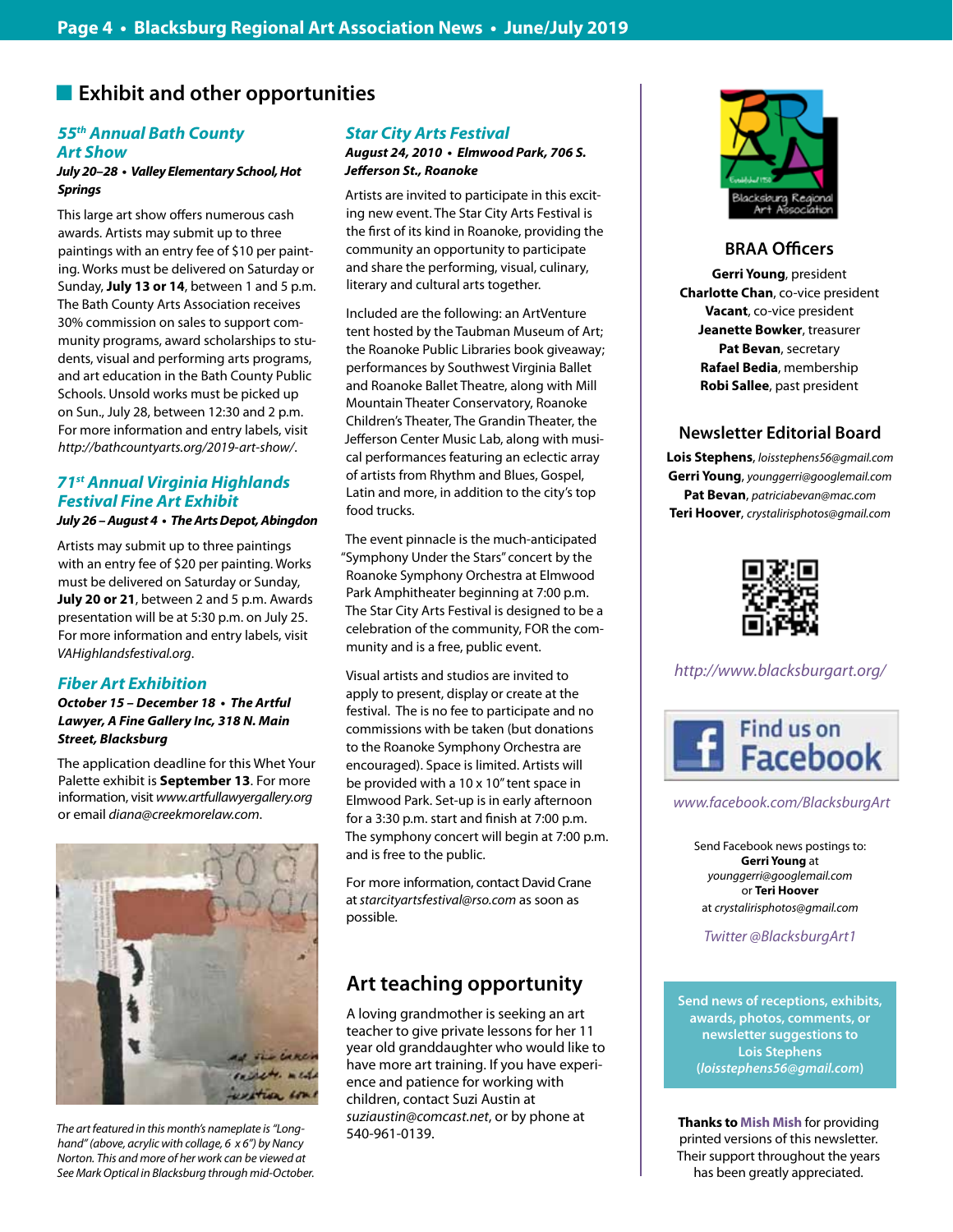## Exhibit and other opportunities

### 55th Annual Bath County Art Show

***July 20–28 • Valley Elementary School, Hot Springs***

This large art show offers numerous cash awards. Artists may submit up to three paintings with an entry fee of $10 per painting. Works must be delivered on Saturday or Sunday, **July 13 or 14**, between 1 and 5 p.m. The Bath County Arts Association receives 30% commission on sales to support community programs, award scholarships to students, visual and performing arts programs, and art education in the Bath County Public Schools. Unsold works must be picked up on Sun., July 28, between 12:30 and 2 p.m. For more information and entry labels, visit *http://bathcountyarts.org/2019-art-show/*.

### 71st Annual Virginia Highlands Festival Fine Art Exhibit

***July 26 – August 4 • The Arts Depot, Abingdon***

Artists may submit up to three paintings with an entry fee of $20 per painting. Works must be delivered on Saturday or Sunday, **July 20 or 21**, between 2 and 5 p.m. Awards presentation will be at 5:30 p.m. on July 25. For more information and entry labels, visit *VAHighlandsfestival.org*.

### Fiber Art Exhibition

***October 15 – December 18 • The Artful Lawyer, A Fine Gallery Inc, 318 N. Main Street, Blacksburg***

The application deadline for this Whet Your Palette exhibit is **September 13**. For more information, visit *www.artfullawyergallery.org* or email *diana@creekmorelaw.com*.

*The art featured in this month's nameplate is "Longhand" (above, acrylic with collage, 6 x 6") by Nancy Norton. This and more of her work can be viewed at See Mark Optical in Blacksburg through mid-October.*

### Star City Arts Festival

***August 24, 2010 • Elmwood Park, 706 S. Jefferson St., Roanoke***

Artists are invited to participate in this exciting new event. The Star City Arts Festival is the first of its kind in Roanoke, providing the community an opportunity to participate and share the performing, visual, culinary, literary and cultural arts together.

Included are the following: an ArtVenture tent hosted by the Taubman Museum of Art; the Roanoke Public Libraries book giveaway; performances by Southwest Virginia Ballet and Roanoke Ballet Theatre, along with Mill Mountain Theater Conservatory, Roanoke Children's Theater, The Grandin Theater, the Jefferson Center Music Lab, along with musical performances featuring an eclectic array of artists from Rhythm and Blues, Gospel, Latin and more, in addition to the city's top food trucks.

The event pinnacle is the much-anticipated "Symphony Under the Stars" concert by the Roanoke Symphony Orchestra at Elmwood Park Amphitheater beginning at 7:00 p.m. The Star City Arts Festival is designed to be a celebration of the community, FOR the community and is a free, public event.

Visual artists and studios are invited to apply to present, display or create at the festival. The is no fee to participate and no commissions with be taken (but donations to the Roanoke Symphony Orchestra are encouraged). Space is limited. Artists will be provided with a 10 x 10" tent space in Elmwood Park. Set-up is in early afternoon for a 3:30 p.m. start and finish at 7:00 p.m. The symphony concert will begin at 7:00 p.m. and is free to the public.

For more information, contact David Crane at *starcityartsfestival@rso.com* as soon as possible.

## Art teaching opportunity

A loving grandmother is seeking an art teacher to give private lessons for her 11 year old granddaughter who would like to have more art training. If you have experience and patience for working with children, contact Suzi Austin at *suziaustin@comcast.net*, or by phone at 540-961-0139.

### BRAA Officers

**Gerri Young**, president
**Charlotte Chan**, co-vice president
**Vacant**, co-vice president
**Jeanette Bowker**, treasurer
**Pat Bevan**, secretary
**Rafael Bedia**, membership
**Robi Sallee**, past president

### Newsletter Editorial Board

**Lois Stephens**, *loisstephens56@gmail.com*
**Gerri Young**, *younggerri@googlemail.com*
**Pat Bevan**, *patriciabevan@mac.com*
**Teri Hoover**, *crystalirisphotos@gmail.com*

*http://www.blacksburgart.org/*

Find us on Facebook

*www.facebook.com/BlacksburgArt*

Send Facebook news postings to: **Gerri Young** at *younggerri@googlemail.com* or **Teri Hoover** at *crystalirisphotos@gmail.com*

*Twitter @BlacksburgArt1*

**Send news of receptions, exhibits, awards, photos, comments, or newsletter suggestions to Lois Stephens (*loisstephens56@gmail.com*)**

**Thanks to** **Mish Mish** for providing printed versions of this newsletter. Their support throughout the years has been greatly appreciated.